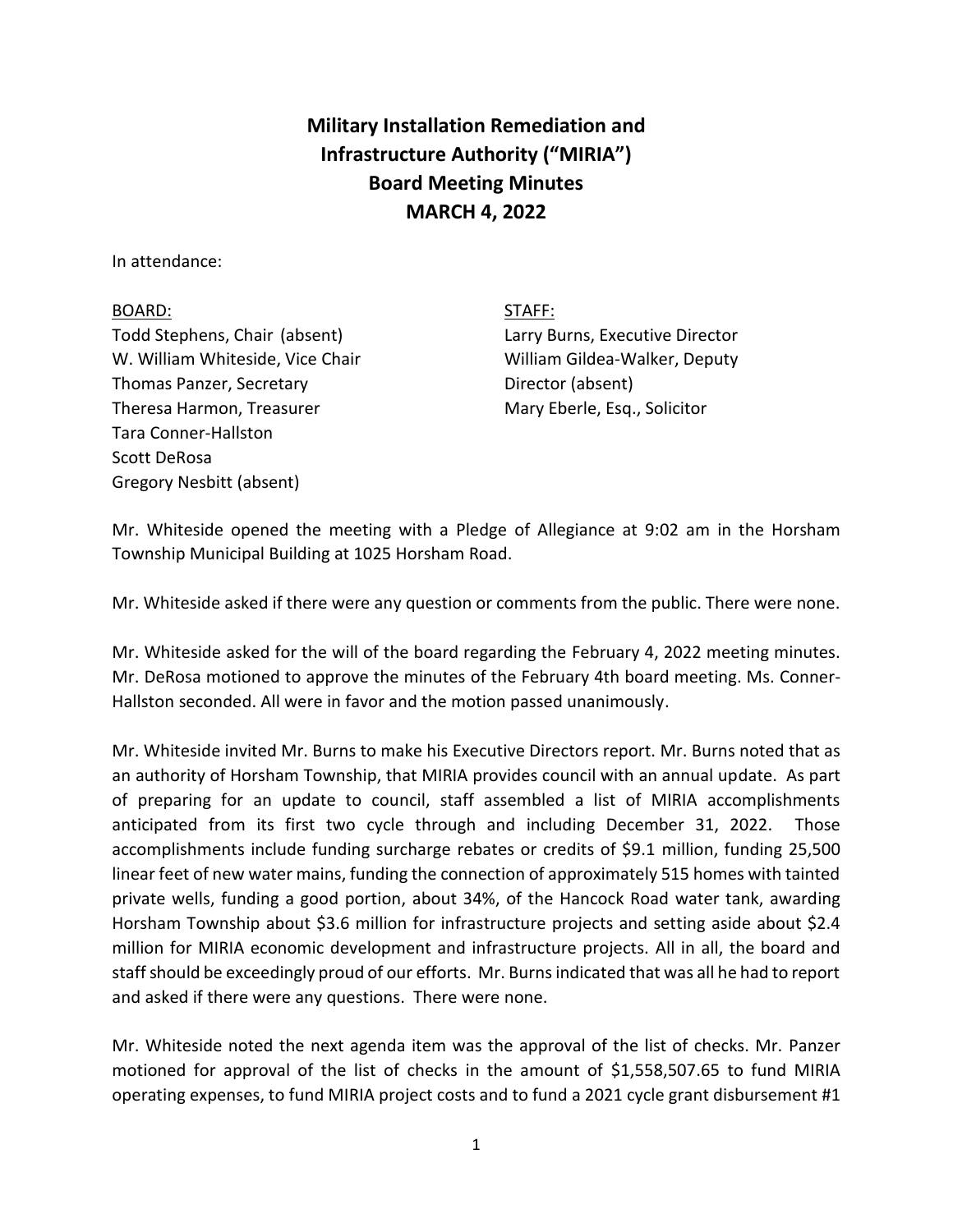# Military Installation Remediation and Infrastructure Authority ("MIRIA") Board Meeting Minutes MARCH 4, 2022

In attendance:

BOARD:
Todd Stephens, Chair (absent)
W. William Whiteside, Vice Chair
Thomas Panzer, Secretary
Theresa Harmon, Treasurer
Tara Conner-Hallston
Scott DeRosa
Gregory Nesbitt (absent)

STAFF:
Larry Burns, Executive Director
William Gildea-Walker, Deputy Director (absent)
Mary Eberle, Esq., Solicitor

Mr. Whiteside opened the meeting with a Pledge of Allegiance at 9:02 am in the Horsham Township Municipal Building at 1025 Horsham Road.

Mr. Whiteside asked if there were any question or comments from the public. There were none.

Mr. Whiteside asked for the will of the board regarding the February 4, 2022 meeting minutes. Mr. DeRosa motioned to approve the minutes of the February 4th board meeting. Ms. Conner-Hallston seconded. All were in favor and the motion passed unanimously.

Mr. Whiteside invited Mr. Burns to make his Executive Directors report. Mr. Burns noted that as an authority of Horsham Township, that MIRIA provides council with an annual update. As part of preparing for an update to council, staff assembled a list of MIRIA accomplishments anticipated from its first two cycle through and including December 31, 2022. Those accomplishments include funding surcharge rebates or credits of $9.1 million, funding 25,500 linear feet of new water mains, funding the connection of approximately 515 homes with tainted private wells, funding a good portion, about 34%, of the Hancock Road water tank, awarding Horsham Township about $3.6 million for infrastructure projects and setting aside about $2.4 million for MIRIA economic development and infrastructure projects. All in all, the board and staff should be exceedingly proud of our efforts. Mr. Burns indicated that was all he had to report and asked if there were any questions. There were none.

Mr. Whiteside noted the next agenda item was the approval of the list of checks. Mr. Panzer motioned for approval of the list of checks in the amount of $1,558,507.65 to fund MIRIA operating expenses, to fund MIRIA project costs and to fund a 2021 cycle grant disbursement #1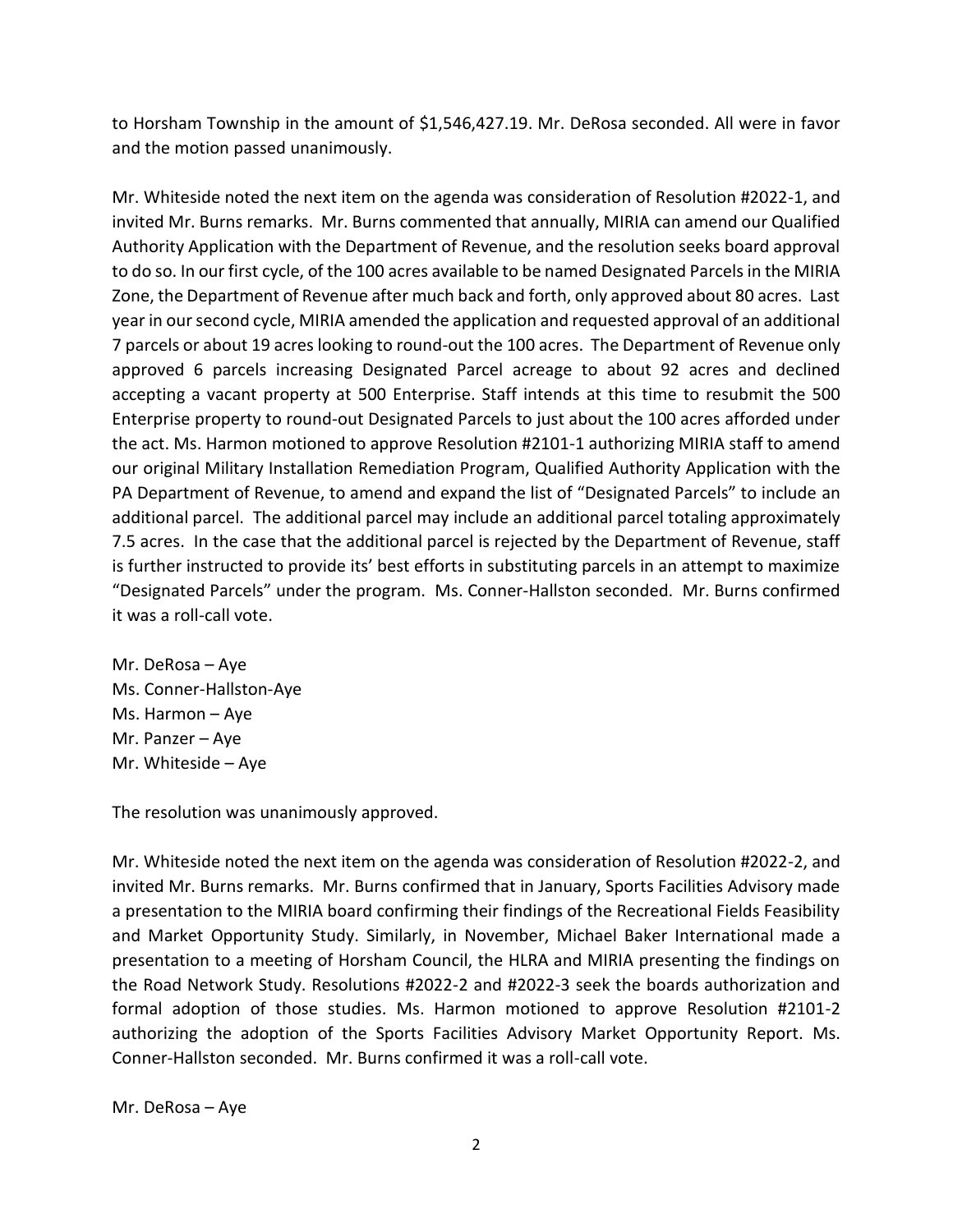to Horsham Township in the amount of $1,546,427.19. Mr. DeRosa seconded. All were in favor and the motion passed unanimously.

Mr. Whiteside noted the next item on the agenda was consideration of Resolution #2022-1, and invited Mr. Burns remarks. Mr. Burns commented that annually, MIRIA can amend our Qualified Authority Application with the Department of Revenue, and the resolution seeks board approval to do so. In our first cycle, of the 100 acres available to be named Designated Parcels in the MIRIA Zone, the Department of Revenue after much back and forth, only approved about 80 acres. Last year in our second cycle, MIRIA amended the application and requested approval of an additional 7 parcels or about 19 acres looking to round-out the 100 acres. The Department of Revenue only approved 6 parcels increasing Designated Parcel acreage to about 92 acres and declined accepting a vacant property at 500 Enterprise. Staff intends at this time to resubmit the 500 Enterprise property to round-out Designated Parcels to just about the 100 acres afforded under the act. Ms. Harmon motioned to approve Resolution #2101-1 authorizing MIRIA staff to amend our original Military Installation Remediation Program, Qualified Authority Application with the PA Department of Revenue, to amend and expand the list of "Designated Parcels" to include an additional parcel. The additional parcel may include an additional parcel totaling approximately 7.5 acres. In the case that the additional parcel is rejected by the Department of Revenue, staff is further instructed to provide its' best efforts in substituting parcels in an attempt to maximize "Designated Parcels" under the program. Ms. Conner-Hallston seconded. Mr. Burns confirmed it was a roll-call vote.

Mr. DeRosa – Aye
Ms. Conner-Hallston-Aye
Ms. Harmon – Aye
Mr. Panzer – Aye
Mr. Whiteside – Aye

The resolution was unanimously approved.

Mr. Whiteside noted the next item on the agenda was consideration of Resolution #2022-2, and invited Mr. Burns remarks. Mr. Burns confirmed that in January, Sports Facilities Advisory made a presentation to the MIRIA board confirming their findings of the Recreational Fields Feasibility and Market Opportunity Study. Similarly, in November, Michael Baker International made a presentation to a meeting of Horsham Council, the HLRA and MIRIA presenting the findings on the Road Network Study. Resolutions #2022-2 and #2022-3 seek the boards authorization and formal adoption of those studies. Ms. Harmon motioned to approve Resolution #2101-2 authorizing the adoption of the Sports Facilities Advisory Market Opportunity Report. Ms. Conner-Hallston seconded. Mr. Burns confirmed it was a roll-call vote.

Mr. DeRosa – Aye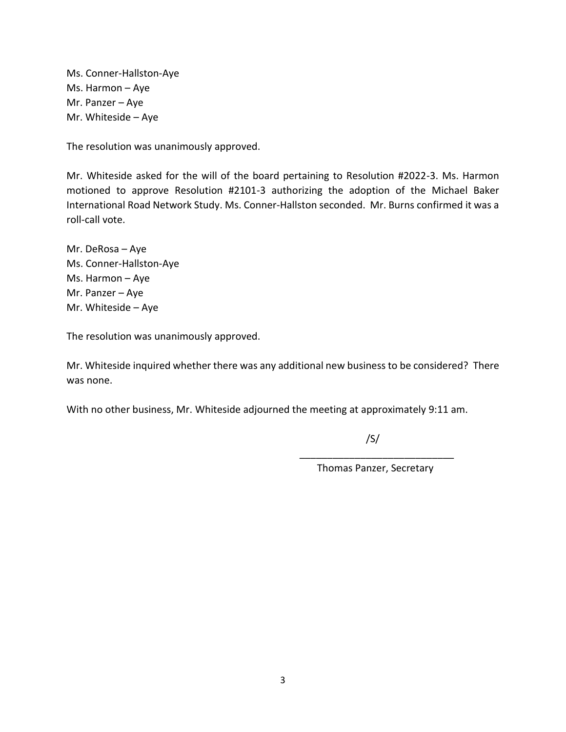Ms. Conner-Hallston-Aye
Ms. Harmon – Aye
Mr. Panzer – Aye
Mr. Whiteside – Aye

The resolution was unanimously approved.

Mr. Whiteside asked for the will of the board pertaining to Resolution #2022-3. Ms. Harmon motioned to approve Resolution #2101-3 authorizing the adoption of the Michael Baker International Road Network Study. Ms. Conner-Hallston seconded. Mr. Burns confirmed it was a roll-call vote.

Mr. DeRosa – Aye
Ms. Conner-Hallston-Aye
Ms. Harmon – Aye
Mr. Panzer – Aye
Mr. Whiteside – Aye

The resolution was unanimously approved.

Mr. Whiteside inquired whether there was any additional new business to be considered? There was none.

With no other business, Mr. Whiteside adjourned the meeting at approximately 9:11 am.

/S/

\_\_\_\_\_\_\_\_\_\_\_\_\_\_\_\_\_\_\_\_\_\_\_\_\_\_\_\_

Thomas Panzer, Secretary